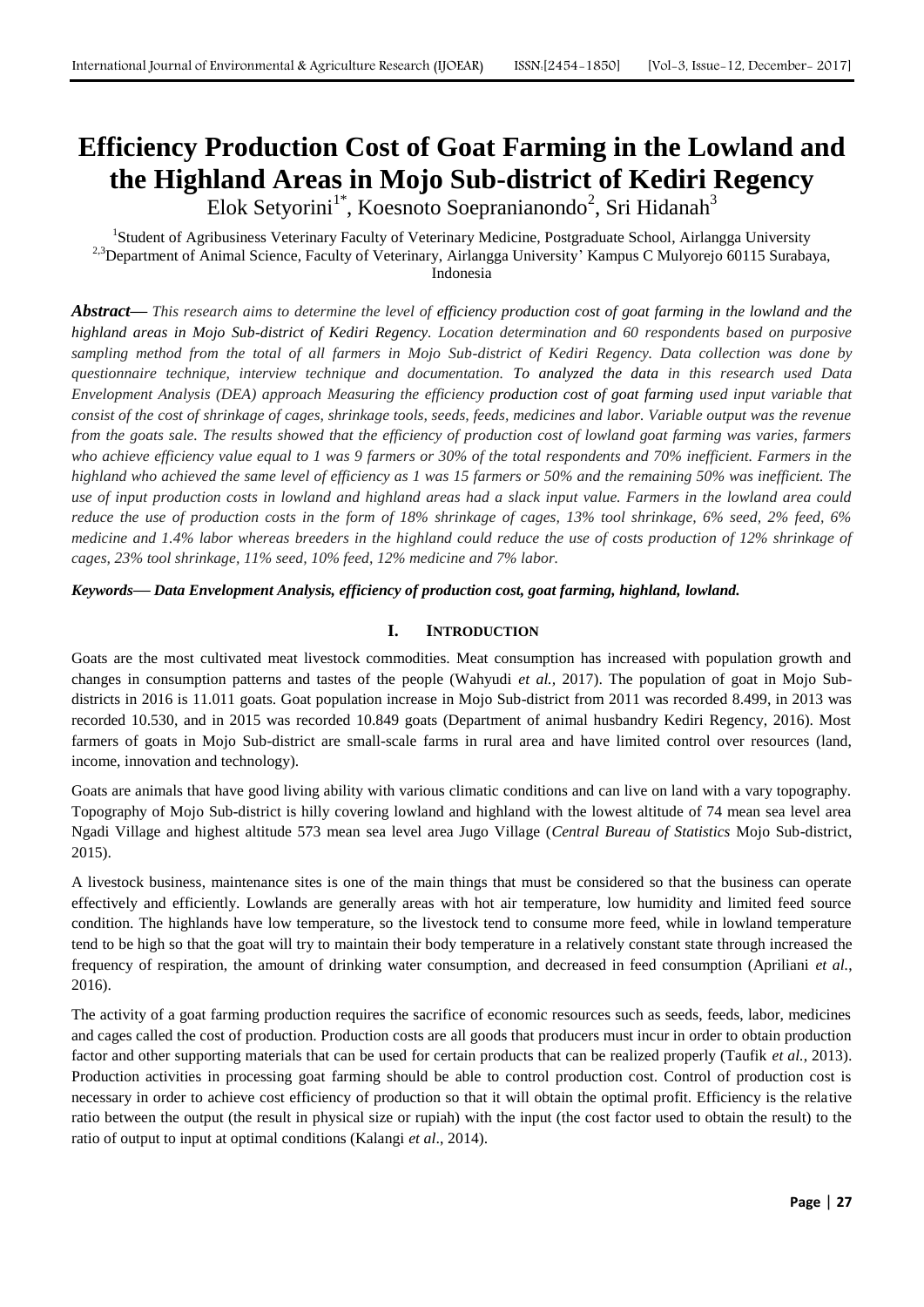# Efficiency Production Cost of Goat Farming in the Lowland and the Highland Areas in Mojo Sub-district of Kediri Regency

Elok Setyorini[1*], Koesnoto Soepranianondo[2], Sri Hidanah[3]

[1]Student of Agribusiness Veterinary Faculty of Veterinary Medicine, Postgraduate School, Airlangga University
[2,3]Department of Animal Science, Faculty of Veterinary, Airlangga University' Kampus C Mulyorejo 60115 Surabaya, Indonesia

***Abstract*****—** *This research aims to determine the level of efficiency production cost of goat farming in the lowland and the highland areas in Mojo Sub-district of Kediri Regency. Location determination and 60 respondents based on purposive sampling method from the total of all farmers in Mojo Sub-district of Kediri Regency. Data collection was done by questionnaire technique, interview technique and documentation. To analyzed the data in this research used Data Envelopment Analysis (DEA) approach Measuring the efficiency production cost of goat farming used input variable that consist of the cost of shrinkage of cages, shrinkage tools, seeds, feeds, medicines and labor. Variable output was the revenue from the goats sale. The results showed that the efficiency of production cost of lowland goat farming was varies, farmers who achieve efficiency value equal to 1 was 9 farmers or 30% of the total respondents and 70% inefficient. Farmers in the highland who achieved the same level of efficiency as 1 was 15 farmers or 50% and the remaining 50% was inefficient. The use of input production costs in lowland and highland areas had a slack input value. Farmers in the lowland area could reduce the use of production costs in the form of 18% shrinkage of cages, 13% tool shrinkage, 6% seed, 2% feed, 6% medicine and 1.4% labor whereas breeders in the highland could reduce the use of costs production of 12% shrinkage of cages, 23% tool shrinkage, 11% seed, 10% feed, 12% medicine and 7% labor.*

***Keywords— Data Envelopment Analysis, efficiency of production cost, goat farming, highland, lowland.***

## I. INTRODUCTION

Goats are the most cultivated meat livestock commodities. Meat consumption has increased with population growth and changes in consumption patterns and tastes of the people (Wahyudi *et al.*, 2017). The population of goat in Mojo Sub-districts in 2016 is 11.011 goats. Goat population increase in Mojo Sub-district from 2011 was recorded 8.499, in 2013 was recorded 10.530, and in 2015 was recorded 10.849 goats (Department of animal husbandry Kediri Regency, 2016). Most farmers of goats in Mojo Sub-district are small-scale farms in rural area and have limited control over resources (land, income, innovation and technology).

Goats are animals that have good living ability with various climatic conditions and can live on land with a vary topography. Topography of Mojo Sub-district is hilly covering lowland and highland with the lowest altitude of 74 mean sea level area Ngadi Village and highest altitude 573 mean sea level area Jugo Village (*Central Bureau of Statistics* Mojo Sub-district, 2015).

A livestock business, maintenance sites is one of the main things that must be considered so that the business can operate effectively and efficiently. Lowlands are generally areas with hot air temperature, low humidity and limited feed source condition. The highlands have low temperature, so the livestock tend to consume more feed, while in lowland temperature tend to be high so that the goat will try to maintain their body temperature in a relatively constant state through increased the frequency of respiration, the amount of drinking water consumption, and decreased in feed consumption (Apriliani *et al.*, 2016).

The activity of a goat farming production requires the sacrifice of economic resources such as seeds, feeds, labor, medicines and cages called the cost of production. Production costs are all goods that producers must incur in order to obtain production factor and other supporting materials that can be used for certain products that can be realized properly (Taufik *et al.*, 2013). Production activities in processing goat farming should be able to control production cost. Control of production cost is necessary in order to achieve cost efficiency of production so that it will obtain the optimal profit. Efficiency is the relative ratio between the output (the result in physical size or rupiah) with the input (the cost factor used to obtain the result) to the ratio of output to input at optimal conditions (Kalangi *et al*., 2014).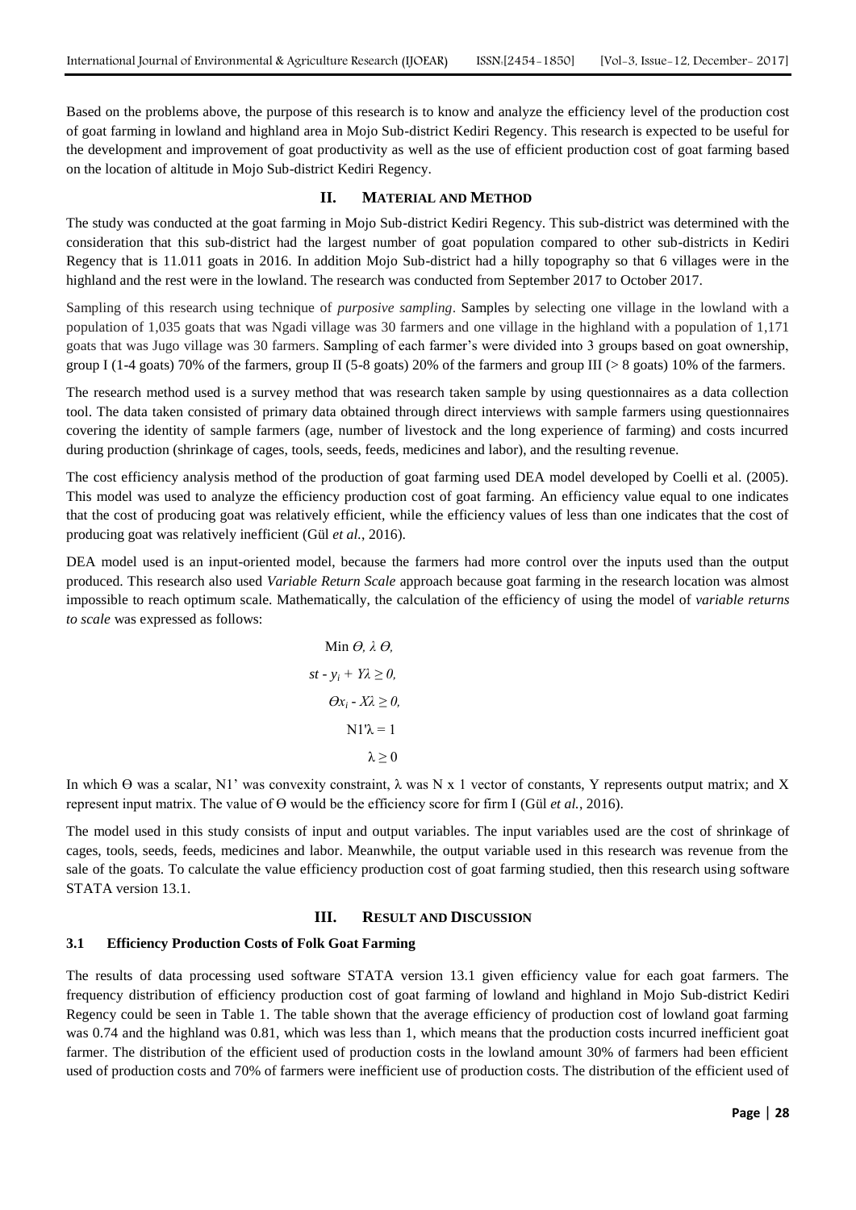Based on the problems above, the purpose of this research is to know and analyze the efficiency level of the production cost of goat farming in lowland and highland area in Mojo Sub-district Kediri Regency. This research is expected to be useful for the development and improvement of goat productivity as well as the use of efficient production cost of goat farming based on the location of altitude in Mojo Sub-district Kediri Regency.

## II. MATERIAL AND METHOD

The study was conducted at the goat farming in Mojo Sub-district Kediri Regency. This sub-district was determined with the consideration that this sub-district had the largest number of goat population compared to other sub-districts in Kediri Regency that is 11.011 goats in 2016. In addition Mojo Sub-district had a hilly topography so that 6 villages were in the highland and the rest were in the lowland. The research was conducted from September 2017 to October 2017.

Sampling of this research using technique of *purposive sampling*. Samples by selecting one village in the lowland with a population of 1,035 goats that was Ngadi village was 30 farmers and one village in the highland with a population of 1,171 goats that was Jugo village was 30 farmers. Sampling of each farmer's were divided into 3 groups based on goat ownership, group I (1-4 goats) 70% of the farmers, group II (5-8 goats) 20% of the farmers and group III (> 8 goats) 10% of the farmers.

The research method used is a survey method that was research taken sample by using questionnaires as a data collection tool. The data taken consisted of primary data obtained through direct interviews with sample farmers using questionnaires covering the identity of sample farmers (age, number of livestock and the long experience of farming) and costs incurred during production (shrinkage of cages, tools, seeds, feeds, medicines and labor), and the resulting revenue.

The cost efficiency analysis method of the production of goat farming used DEA model developed by Coelli et al. (2005). This model was used to analyze the efficiency production cost of goat farming. An efficiency value equal to one indicates that the cost of producing goat was relatively efficient, while the efficiency values of less than one indicates that the cost of producing goat was relatively inefficient (Gül *et al.*, 2016).

DEA model used is an input-oriented model, because the farmers had more control over the inputs used than the output produced. This research also used *Variable Return Scale* approach because goat farming in the research location was almost impossible to reach optimum scale. Mathematically, the calculation of the efficiency of using the model of *variable returns to scale* was expressed as follows:

$$\text{Min } \Theta, \lambda\, \Theta,$$

$$st - y_i + Y\lambda \geq 0,$$

$$\Theta x_i - X\lambda \geq 0,$$

$$N1'\lambda = 1$$

$$\lambda \geq 0$$

In which Θ was a scalar, N1' was convexity constraint, λ was N x 1 vector of constants, Y represents output matrix; and X represent input matrix. The value of Θ would be the efficiency score for firm I (Gül *et al.*, 2016).

The model used in this study consists of input and output variables. The input variables used are the cost of shrinkage of cages, tools, seeds, feeds, medicines and labor. Meanwhile, the output variable used in this research was revenue from the sale of the goats. To calculate the value efficiency production cost of goat farming studied, then this research using software STATA version 13.1.

## III. RESULT AND DISCUSSION

### 3.1 Efficiency Production Costs of Folk Goat Farming

The results of data processing used software STATA version 13.1 given efficiency value for each goat farmers. The frequency distribution of efficiency production cost of goat farming of lowland and highland in Mojo Sub-district Kediri Regency could be seen in Table 1. The table shown that the average efficiency of production cost of lowland goat farming was 0.74 and the highland was 0.81, which was less than 1, which means that the production costs incurred inefficient goat farmer. The distribution of the efficient used of production costs in the lowland amount 30% of farmers had been efficient used of production costs and 70% of farmers were inefficient use of production costs. The distribution of the efficient used of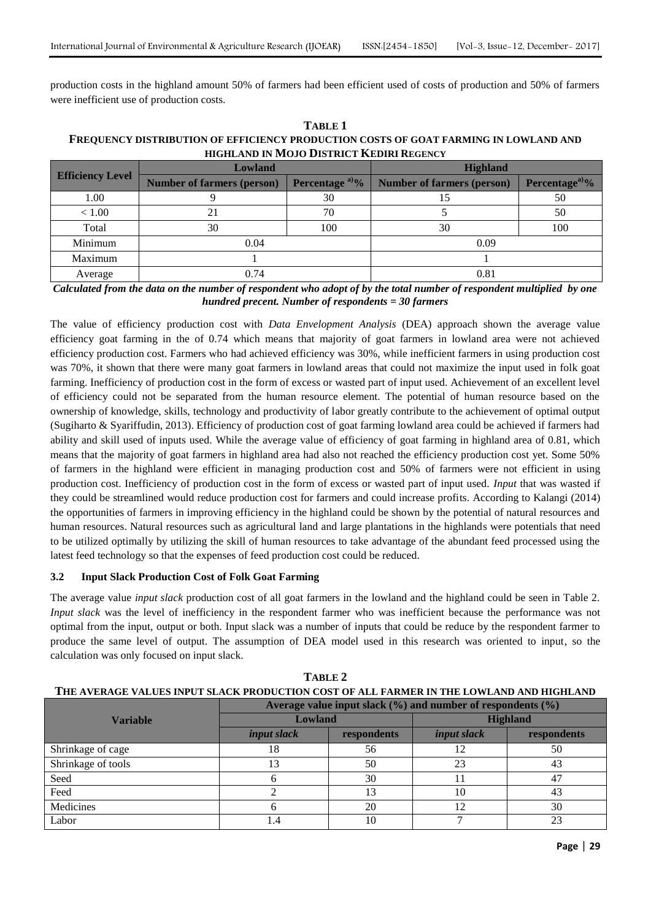production costs in the highland amount 50% of farmers had been efficient used of costs of production and 50% of farmers were inefficient use of production costs.

**TABLE 1**
**FREQUENCY DISTRIBUTION OF EFFICIENCY PRODUCTION COSTS OF GOAT FARMING IN LOWLAND AND HIGHLAND IN MOJO DISTRICT KEDIRI REGENCY**

| Efficiency Level | Lowland | | Highland | |
|---|---|---|---|---|
| | Number of farmers (person) | Percentage [a)]% | Number of farmers (person) | Percentage[a)]% |
| 1.00 | 9 | 30 | 15 | 50 |
| < 1.00 | 21 | 70 | 5 | 50 |
| Total | 30 | 100 | 30 | 100 |
| Minimum | 0.04 | | 0.09 | |
| Maximum | 1 | | 1 | |
| Average | 0.74 | | 0.81 | |

***Calculated from the data on the number of respondent who adopt of by the total number of respondent multiplied by one hundred precent. Number of respondents = 30 farmers***

The value of efficiency production cost with *Data Envelopment Analysis* (DEA) approach shown the average value efficiency goat farming in the of 0.74 which means that majority of goat farmers in lowland area were not achieved efficiency production cost. Farmers who had achieved efficiency was 30%, while inefficient farmers in using production cost was 70%, it shown that there were many goat farmers in lowland areas that could not maximize the input used in folk goat farming. Inefficiency of production cost in the form of excess or wasted part of input used. Achievement of an excellent level of efficiency could not be separated from the human resource element. The potential of human resource based on the ownership of knowledge, skills, technology and productivity of labor greatly contribute to the achievement of optimal output (Sugiharto & Syariffudin, 2013). Efficiency of production cost of goat farming lowland area could be achieved if farmers had ability and skill used of inputs used. While the average value of efficiency of goat farming in highland area of 0.81, which means that the majority of goat farmers in highland area had also not reached the efficiency production cost yet. Some 50% of farmers in the highland were efficient in managing production cost and 50% of farmers were not efficient in using production cost. Inefficiency of production cost in the form of excess or wasted part of input used. *Input* that was wasted if they could be streamlined would reduce production cost for farmers and could increase profits. According to Kalangi (2014) the opportunities of farmers in improving efficiency in the highland could be shown by the potential of natural resources and human resources. Natural resources such as agricultural land and large plantations in the highlands were potentials that need to be utilized optimally by utilizing the skill of human resources to take advantage of the abundant feed processed using the latest feed technology so that the expenses of feed production cost could be reduced.

### 3.2 Input Slack Production Cost of Folk Goat Farming

The average value *input slack* production cost of all goat farmers in the lowland and the highland could be seen in Table 2. *Input slack* was the level of inefficiency in the respondent farmer who was inefficient because the performance was not optimal from the input, output or both. Input slack was a number of inputs that could be reduce by the respondent farmer to produce the same level of output. The assumption of DEA model used in this research was oriented to input, so the calculation was only focused on input slack.

**TABLE 2**
**THE AVERAGE VALUES INPUT SLACK PRODUCTION COST OF ALL FARMER IN THE LOWLAND AND HIGHLAND**

| Variable | Average value input slack (%) and number of respondents (%) | | | |
|---|---|---|---|---|
| | Lowland | | Highland | |
| | *input slack* | respondents | *input slack* | respondents |
| Shrinkage of cage | 18 | 56 | 12 | 50 |
| Shrinkage of tools | 13 | 50 | 23 | 43 |
| Seed | 6 | 30 | 11 | 47 |
| Feed | 2 | 13 | 10 | 43 |
| Medicines | 6 | 20 | 12 | 30 |
| Labor | 1.4 | 10 | 7 | 23 |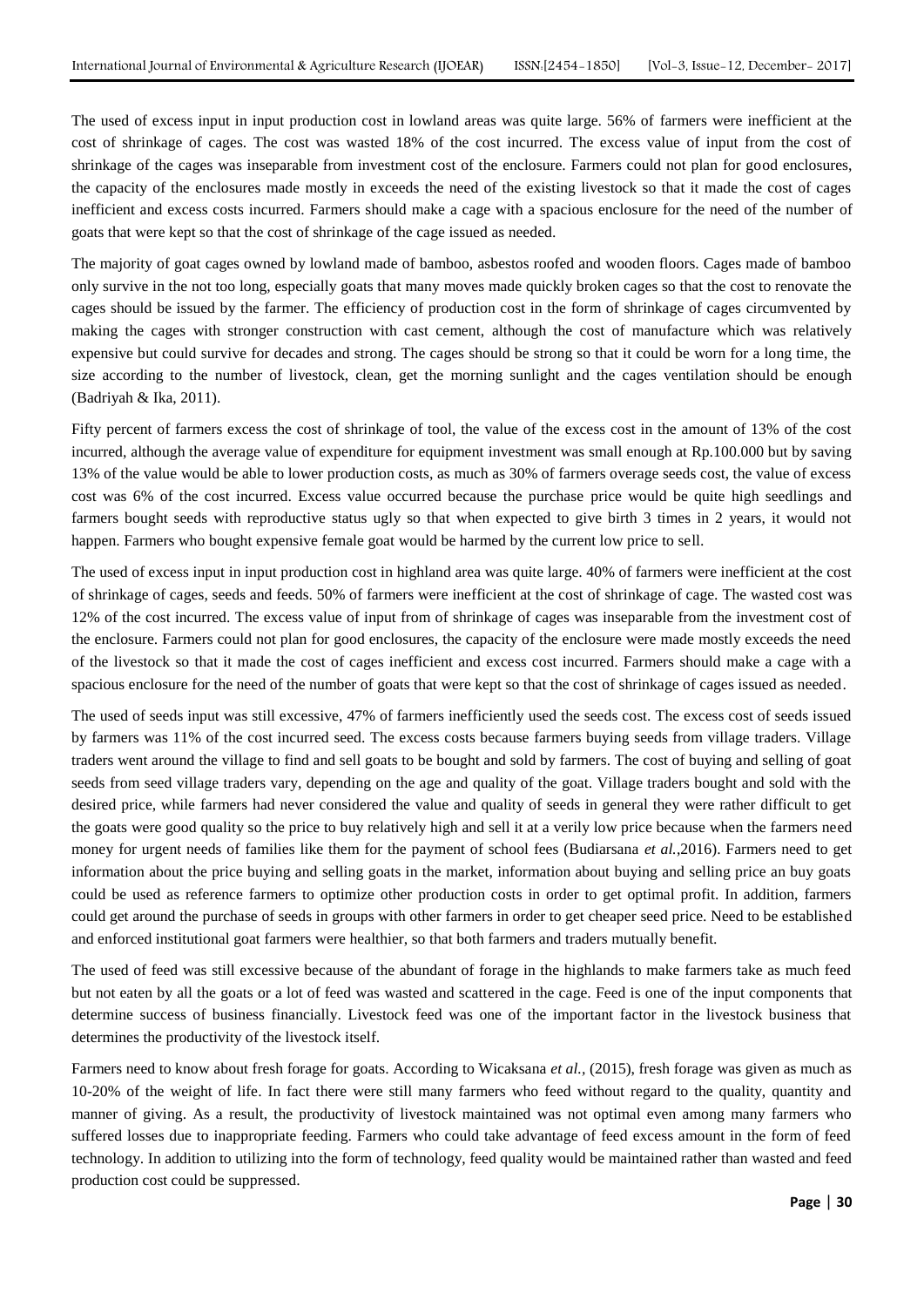The used of excess input in input production cost in lowland areas was quite large. 56% of farmers were inefficient at the cost of shrinkage of cages. The cost was wasted 18% of the cost incurred. The excess value of input from the cost of shrinkage of the cages was inseparable from investment cost of the enclosure. Farmers could not plan for good enclosures, the capacity of the enclosures made mostly in exceeds the need of the existing livestock so that it made the cost of cages inefficient and excess costs incurred. Farmers should make a cage with a spacious enclosure for the need of the number of goats that were kept so that the cost of shrinkage of the cage issued as needed.

The majority of goat cages owned by lowland made of bamboo, asbestos roofed and wooden floors. Cages made of bamboo only survive in the not too long, especially goats that many moves made quickly broken cages so that the cost to renovate the cages should be issued by the farmer. The efficiency of production cost in the form of shrinkage of cages circumvented by making the cages with stronger construction with cast cement, although the cost of manufacture which was relatively expensive but could survive for decades and strong. The cages should be strong so that it could be worn for a long time, the size according to the number of livestock, clean, get the morning sunlight and the cages ventilation should be enough (Badriyah & Ika, 2011).

Fifty percent of farmers excess the cost of shrinkage of tool, the value of the excess cost in the amount of 13% of the cost incurred, although the average value of expenditure for equipment investment was small enough at Rp.100.000 but by saving 13% of the value would be able to lower production costs, as much as 30% of farmers overage seeds cost, the value of excess cost was 6% of the cost incurred. Excess value occurred because the purchase price would be quite high seedlings and farmers bought seeds with reproductive status ugly so that when expected to give birth 3 times in 2 years, it would not happen. Farmers who bought expensive female goat would be harmed by the current low price to sell.

The used of excess input in input production cost in highland area was quite large. 40% of farmers were inefficient at the cost of shrinkage of cages, seeds and feeds. 50% of farmers were inefficient at the cost of shrinkage of cage. The wasted cost was 12% of the cost incurred. The excess value of input from of shrinkage of cages was inseparable from the investment cost of the enclosure. Farmers could not plan for good enclosures, the capacity of the enclosure were made mostly exceeds the need of the livestock so that it made the cost of cages inefficient and excess cost incurred. Farmers should make a cage with a spacious enclosure for the need of the number of goats that were kept so that the cost of shrinkage of cages issued as needed.

The used of seeds input was still excessive, 47% of farmers inefficiently used the seeds cost. The excess cost of seeds issued by farmers was 11% of the cost incurred seed. The excess costs because farmers buying seeds from village traders. Village traders went around the village to find and sell goats to be bought and sold by farmers. The cost of buying and selling of goat seeds from seed village traders vary, depending on the age and quality of the goat. Village traders bought and sold with the desired price, while farmers had never considered the value and quality of seeds in general they were rather difficult to get the goats were good quality so the price to buy relatively high and sell it at a verily low price because when the farmers need money for urgent needs of families like them for the payment of school fees (Budiarsana *et al.*,2016). Farmers need to get information about the price buying and selling goats in the market, information about buying and selling price an buy goats could be used as reference farmers to optimize other production costs in order to get optimal profit. In addition, farmers could get around the purchase of seeds in groups with other farmers in order to get cheaper seed price. Need to be established and enforced institutional goat farmers were healthier, so that both farmers and traders mutually benefit.

The used of feed was still excessive because of the abundant of forage in the highlands to make farmers take as much feed but not eaten by all the goats or a lot of feed was wasted and scattered in the cage. Feed is one of the input components that determine success of business financially. Livestock feed was one of the important factor in the livestock business that determines the productivity of the livestock itself.

Farmers need to know about fresh forage for goats. According to Wicaksana *et al.*, (2015), fresh forage was given as much as 10-20% of the weight of life. In fact there were still many farmers who feed without regard to the quality, quantity and manner of giving. As a result, the productivity of livestock maintained was not optimal even among many farmers who suffered losses due to inappropriate feeding. Farmers who could take advantage of feed excess amount in the form of feed technology. In addition to utilizing into the form of technology, feed quality would be maintained rather than wasted and feed production cost could be suppressed.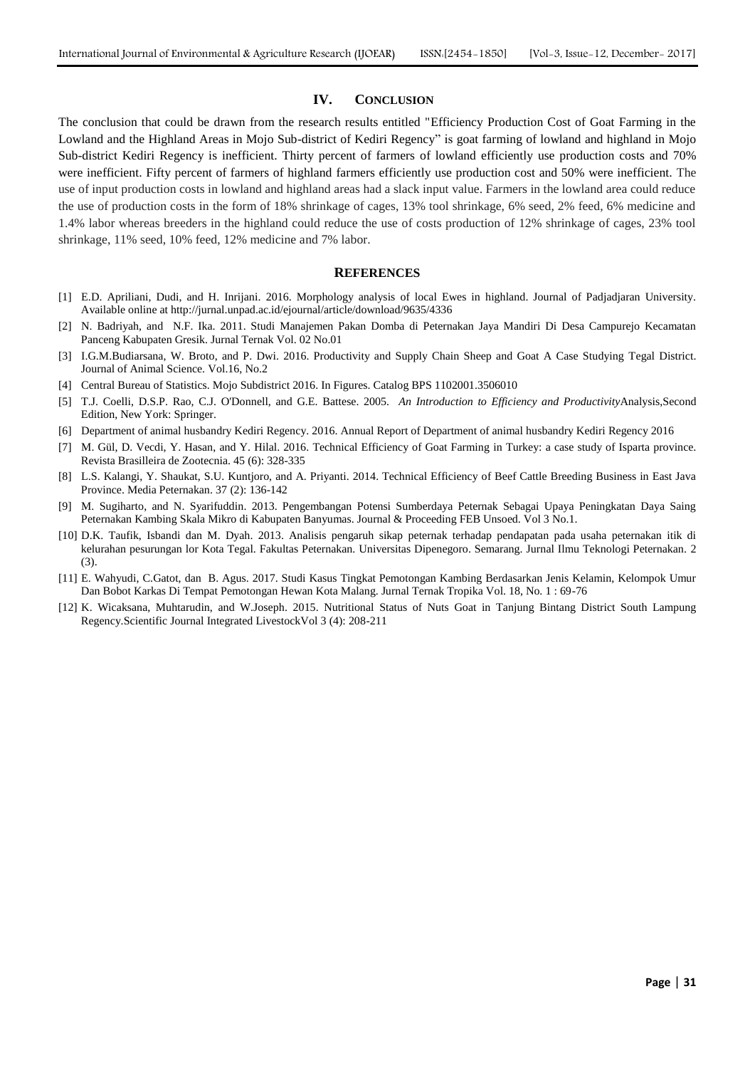## IV. CONCLUSION

The conclusion that could be drawn from the research results entitled "Efficiency Production Cost of Goat Farming in the Lowland and the Highland Areas in Mojo Sub-district of Kediri Regency" is goat farming of lowland and highland in Mojo Sub-district Kediri Regency is inefficient. Thirty percent of farmers of lowland efficiently use production costs and 70% were inefficient. Fifty percent of farmers of highland farmers efficiently use production cost and 50% were inefficient. The use of input production costs in lowland and highland areas had a slack input value. Farmers in the lowland area could reduce the use of production costs in the form of 18% shrinkage of cages, 13% tool shrinkage, 6% seed, 2% feed, 6% medicine and 1.4% labor whereas breeders in the highland could reduce the use of costs production of 12% shrinkage of cages, 23% tool shrinkage, 11% seed, 10% feed, 12% medicine and 7% labor.

## REFERENCES

[1] E.D. Apriliani, Dudi, and H. Inrijani. 2016. Morphology analysis of local Ewes in highland. Journal of Padjadjaran University. Available online at http://jurnal.unpad.ac.id/ejournal/article/download/9635/4336

[2] N. Badriyah, and N.F. Ika. 2011. Studi Manajemen Pakan Domba di Peternakan Jaya Mandiri Di Desa Campurejo Kecamatan Panceng Kabupaten Gresik. Jurnal Ternak Vol. 02 No.01

[3] I.G.M.Budiarsana, W. Broto, and P. Dwi. 2016. Productivity and Supply Chain Sheep and Goat A Case Studying Tegal District. Journal of Animal Science. Vol.16, No.2

[4] Central Bureau of Statistics. Mojo Subdistrict 2016. In Figures. Catalog BPS 1102001.3506010

[5] T.J. Coelli, D.S.P. Rao, C.J. O'Donnell, and G.E. Battese. 2005. *An Introduction to Efficiency and Productivity*Analysis,Second Edition, New York: Springer.

[6] Department of animal husbandry Kediri Regency. 2016. Annual Report of Department of animal husbandry Kediri Regency 2016

[7] M. Gül, D. Vecdi, Y. Hasan, and Y. Hilal. 2016. Technical Efficiency of Goat Farming in Turkey: a case study of Isparta province. Revista Brasilleira de Zootecnia. 45 (6): 328-335

[8] L.S. Kalangi, Y. Shaukat, S.U. Kuntjoro, and A. Priyanti. 2014. Technical Efficiency of Beef Cattle Breeding Business in East Java Province. Media Peternakan. 37 (2): 136-142

[9] M. Sugiharto, and N. Syarifuddin. 2013. Pengembangan Potensi Sumberdaya Peternak Sebagai Upaya Peningkatan Daya Saing Peternakan Kambing Skala Mikro di Kabupaten Banyumas. Journal & Proceeding FEB Unsoed. Vol 3 No.1.

[10] D.K. Taufik, Isbandi dan M. Dyah. 2013. Analisis pengaruh sikap peternak terhadap pendapatan pada usaha peternakan itik di kelurahan pesurungan lor Kota Tegal. Fakultas Peternakan. Universitas Dipenegoro. Semarang. Jurnal Ilmu Teknologi Peternakan. 2 (3).

[11] E. Wahyudi, C.Gatot, dan B. Agus. 2017. Studi Kasus Tingkat Pemotongan Kambing Berdasarkan Jenis Kelamin, Kelompok Umur Dan Bobot Karkas Di Tempat Pemotongan Hewan Kota Malang. Jurnal Ternak Tropika Vol. 18, No. 1 : 69-76

[12] K. Wicaksana, Muhtarudin, and W.Joseph. 2015. Nutritional Status of Nuts Goat in Tanjung Bintang District South Lampung Regency.Scientific Journal Integrated LivestockVol 3 (4): 208-211